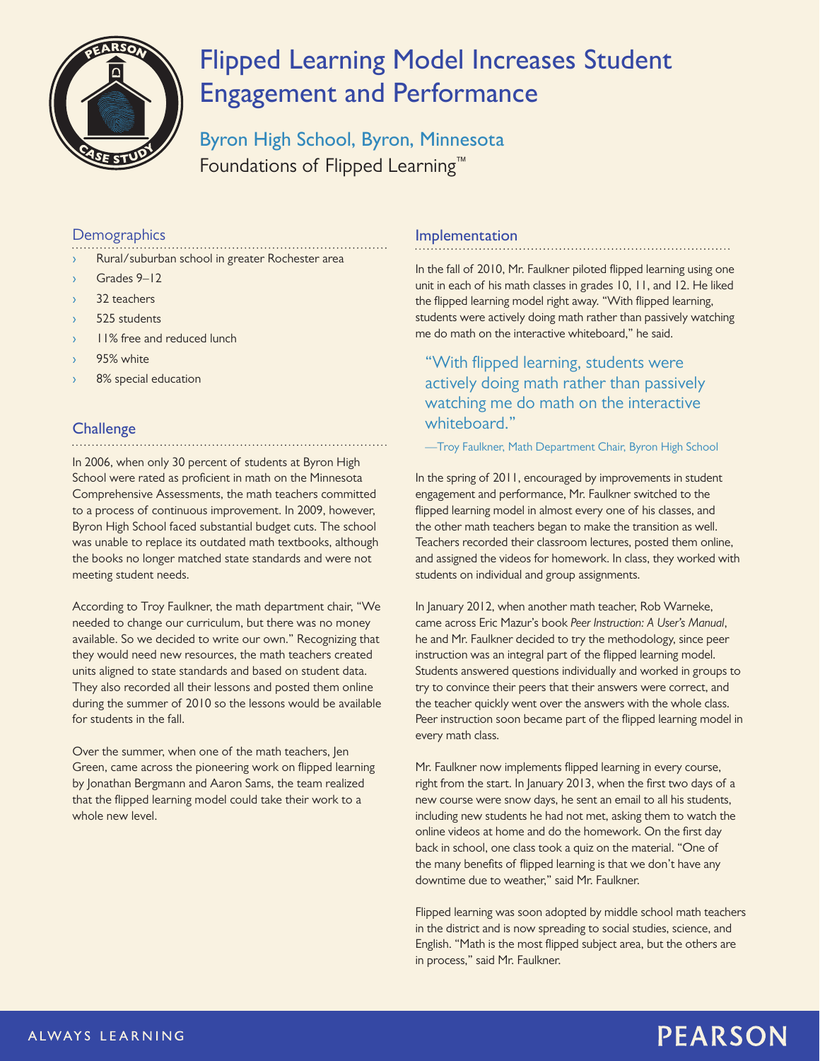# Flipped Learning Model Increases Student Engagement and Performance

## Byron High School, Byron, Minnesota

Foundations of Flipped Learning™

## Demographics

- Rural/suburban school in greater Rochester area
- Grades 9–12
- 32 teachers
- 525 students
- 11% free and reduced lunch
- 95% white
- 8% special education

## Challenge

In 2006, when only 30 percent of students at Byron High School were rated as proficient in math on the Minnesota Comprehensive Assessments, the math teachers committed to a process of continuous improvement. In 2009, however, Byron High School faced substantial budget cuts. The school was unable to replace its outdated math textbooks, although the books no longer matched state standards and were not meeting student needs.

According to Troy Faulkner, the math department chair, "We needed to change our curriculum, but there was no money available. So we decided to write our own." Recognizing that they would need new resources, the math teachers created units aligned to state standards and based on student data. They also recorded all their lessons and posted them online during the summer of 2010 so the lessons would be available for students in the fall.

Over the summer, when one of the math teachers, Jen Green, came across the pioneering work on flipped learning by Jonathan Bergmann and Aaron Sams, the team realized that the flipped learning model could take their work to a whole new level.

## Implementation

In the fall of 2010, Mr. Faulkner piloted flipped learning using one unit in each of his math classes in grades 10, 11, and 12. He liked the flipped learning model right away. "With flipped learning, students were actively doing math rather than passively watching me do math on the interactive whiteboard," he said.

> "With flipped learning, students were actively doing math rather than passively watching me do math on the interactive whiteboard."
>
> —Troy Faulkner, Math Department Chair, Byron High School

In the spring of 2011, encouraged by improvements in student engagement and performance, Mr. Faulkner switched to the flipped learning model in almost every one of his classes, and the other math teachers began to make the transition as well. Teachers recorded their classroom lectures, posted them online, and assigned the videos for homework. In class, they worked with students on individual and group assignments.

In January 2012, when another math teacher, Rob Warneke, came across Eric Mazur's book *Peer Instruction: A User's Manual*, he and Mr. Faulkner decided to try the methodology, since peer instruction was an integral part of the flipped learning model. Students answered questions individually and worked in groups to try to convince their peers that their answers were correct, and the teacher quickly went over the answers with the whole class. Peer instruction soon became part of the flipped learning model in every math class.

Mr. Faulkner now implements flipped learning in every course, right from the start. In January 2013, when the first two days of a new course were snow days, he sent an email to all his students, including new students he had not met, asking them to watch the online videos at home and do the homework. On the first day back in school, one class took a quiz on the material. "One of the many benefits of flipped learning is that we don't have any downtime due to weather," said Mr. Faulkner.

Flipped learning was soon adopted by middle school math teachers in the district and is now spreading to social studies, science, and English. "Math is the most flipped subject area, but the others are in process," said Mr. Faulkner.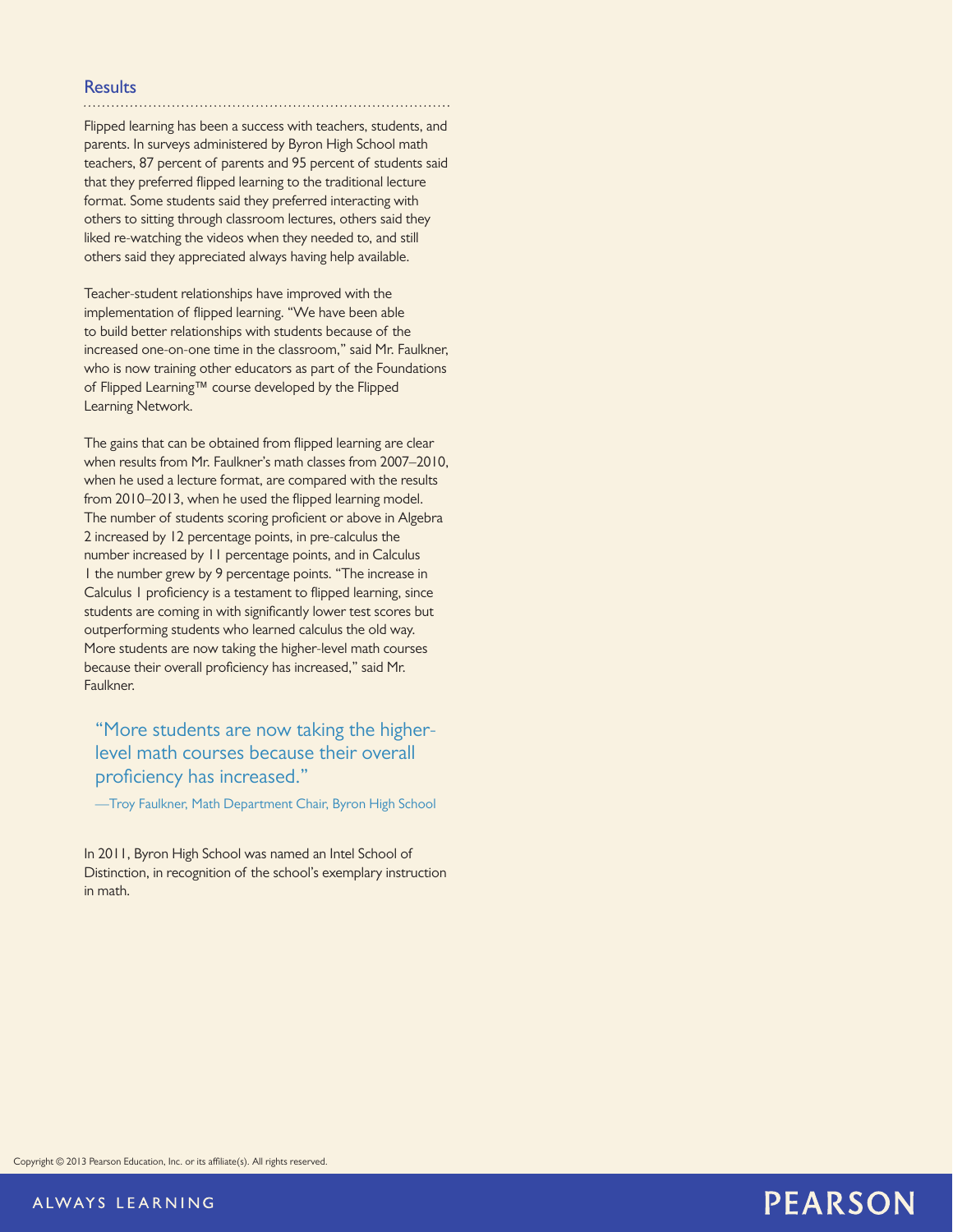## Results

Flipped learning has been a success with teachers, students, and parents. In surveys administered by Byron High School math teachers, 87 percent of parents and 95 percent of students said that they preferred flipped learning to the traditional lecture format. Some students said they preferred interacting with others to sitting through classroom lectures, others said they liked re-watching the videos when they needed to, and still others said they appreciated always having help available.

Teacher-student relationships have improved with the implementation of flipped learning. "We have been able to build better relationships with students because of the increased one-on-one time in the classroom," said Mr. Faulkner, who is now training other educators as part of the Foundations of Flipped Learning™ course developed by the Flipped Learning Network.

The gains that can be obtained from flipped learning are clear when results from Mr. Faulkner's math classes from 2007–2010, when he used a lecture format, are compared with the results from 2010–2013, when he used the flipped learning model. The number of students scoring proficient or above in Algebra 2 increased by 12 percentage points, in pre-calculus the number increased by 11 percentage points, and in Calculus 1 the number grew by 9 percentage points. "The increase in Calculus 1 proficiency is a testament to flipped learning, since students are coming in with significantly lower test scores but outperforming students who learned calculus the old way. More students are now taking the higher-level math courses because their overall proficiency has increased," said Mr. Faulkner.

> "More students are now taking the higher-level math courses because their overall proficiency has increased."
>
> —Troy Faulkner, Math Department Chair, Byron High School

In 2011, Byron High School was named an Intel School of Distinction, in recognition of the school's exemplary instruction in math.

Copyright © 2013 Pearson Education, Inc. or its affiliate(s). All rights reserved.

ALWAYS LEARNING

PEARSON